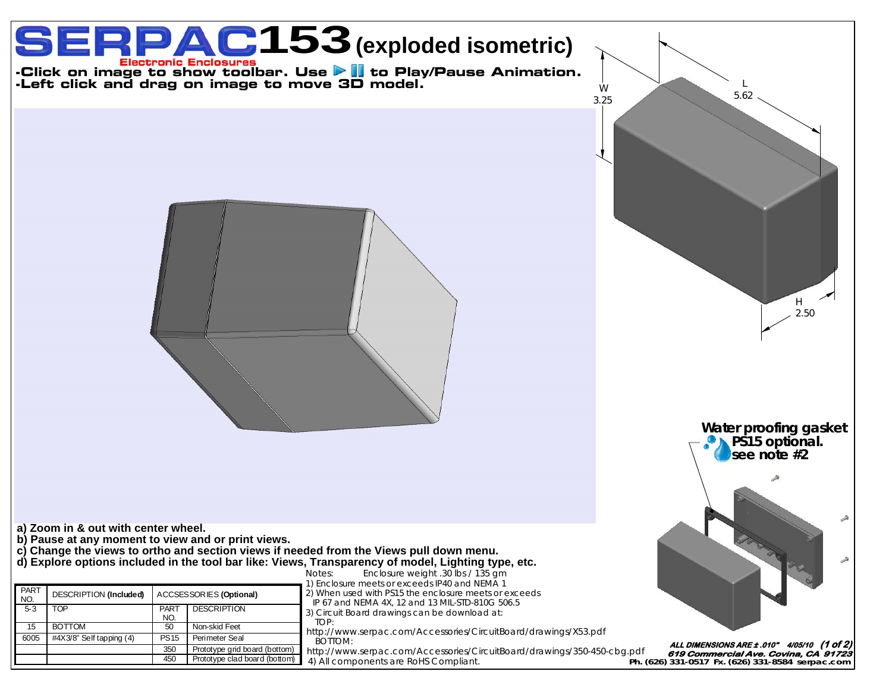# SERPAC 153 (exploded isometric)

Electronic Enclosures

**-Click on image to show toolbar. Use ▶ ❚❚ to Play/Pause Animation.**
**-Left click and drag on image to move 3D model.**

W 3.25

L 5.62

H 2.50

**Water proofing gasket PS15 optional. see note #2**

**a) Zoom in & out with center wheel.**
**b) Pause at any moment to view and or print views.**
**c) Change the views to ortho and section views if needed from the Views pull down menu.**
**d) Explore options included in the tool bar like: Views, Transparency of model, Lighting type, etc.**

| PART NO. | DESCRIPTION **(Included)** | ACCSESSORIES **(Optional)** | |
|---|---|---|---|
| | | PART NO. | DESCRIPTION |
| 5-3 | TOP | | |
| 15 | BOTTOM | 50 | Non-skid Feet |
| 6005 | #4X3/8" Self tapping (4) | PS15 | Perimeter Seal |
| | | 350 | Prototype grid board (bottom) |
| | | 450 | Prototype clad board (bottom) |

Notes: Enclosure weight .30 lbs / 135 gm

1) Enclosure meets or exceeds IP40 and NEMA 1
2) When used with PS15 the enclosure meets or exceeds IP 67 and NEMA 4X, 12 and 13 MIL-STD-810G 506.5
3) Circuit Board drawings can be download at:
TOP:
http://www.serpac.com/Accessories/CircuitBoard/drawings/X53.pdf
BOTTOM:
http://www.serpac.com/Accessories/CircuitBoard/drawings/350-450-cbg.pdf
4) All components are RoHS Compliant.

***ALL DIMENSIONS ARE ± .010" 4/05/10***

***619 Commercial Ave. Covina, CA 91723***

**Ph. (626) 331-0517 Fx. (626) 331-8584 serpac.com**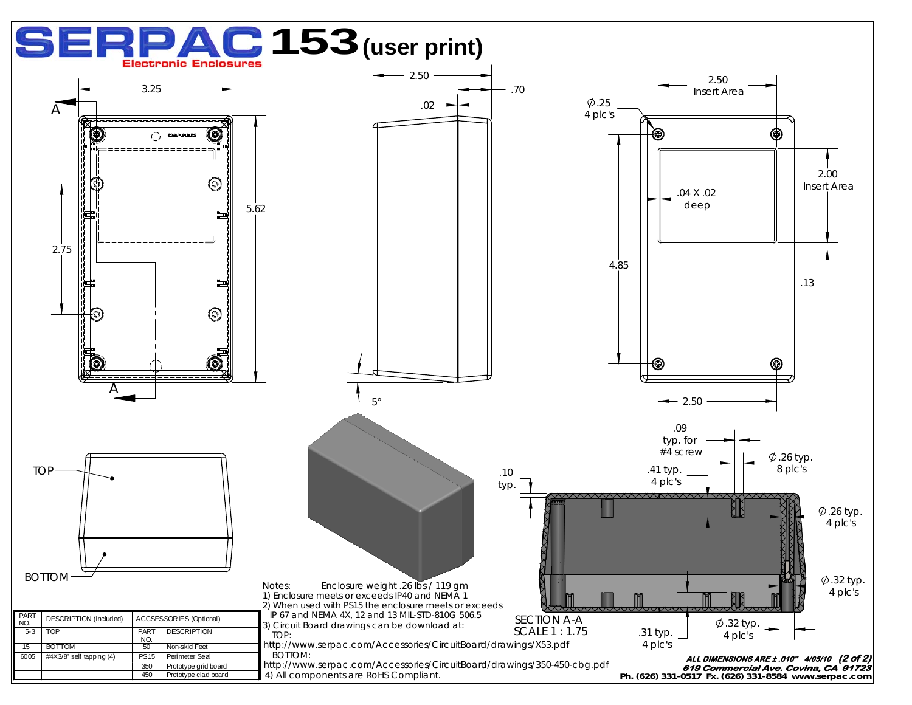# SERPAC 153 (user print)

Electronic Enclosures

3.25

A

A

2.75

5.62

2.50

.70

.02

5°

2.50 Insert Area

Ø.25 4 plc's

2.00 Insert Area

.04 X .02 deep

4.85

.13

2.50

TOP

BOTTOM

.09 typ. for #4 screw

Ø.26 typ. 8 plc's

.41 typ. 4 plc's

.10 typ.

Ø.26 typ. 4 plc's

Ø.32 typ. 4 plc's

SECTION A-A SCALE 1 : 1.75

.31 typ. 4 plc's

Ø.32 typ. 4 plc's

| PART NO. | DESCRIPTION (Included) | ACCSESSORIES (Optional) | |
|---|---|---|---|
| | | PART NO. | DESCRIPTION |
| 5-3 | TOP | | |
| 15 | BOTTOM | 50 | Non-skid Feet |
| 6005 | #4X3/8" self tapping (4) | PS15 | Perimeter Seal |
| | | 350 | Prototype grid board |
| | | 450 | Prototype clad board |

Notes: Enclosure weight .26 lbs / 119 gm

1) Enclosure meets or exceeds IP40 and NEMA 1
2) When used with PS15 the enclosure meets or exceeds IP 67 and NEMA 4X, 12 and 13 MIL-STD-810G 506.5
3) Circuit Board drawings can be download at:
   TOP:
   http://www.serpac.com/Accessories/CircuitBoard/drawings/X53.pdf
   BOTTOM:
   http://www.serpac.com/Accessories/CircuitBoard/drawings/350-450-cbg.pdf
4) All components are RoHS Compliant.

**ALL DIMENSIONS ARE ± .010" 4/05/10**

**619 Commercial Ave. Covina, CA 91723**

**Ph. (626) 331-0517 Fx. (626) 331-8584 www.serpac.com**